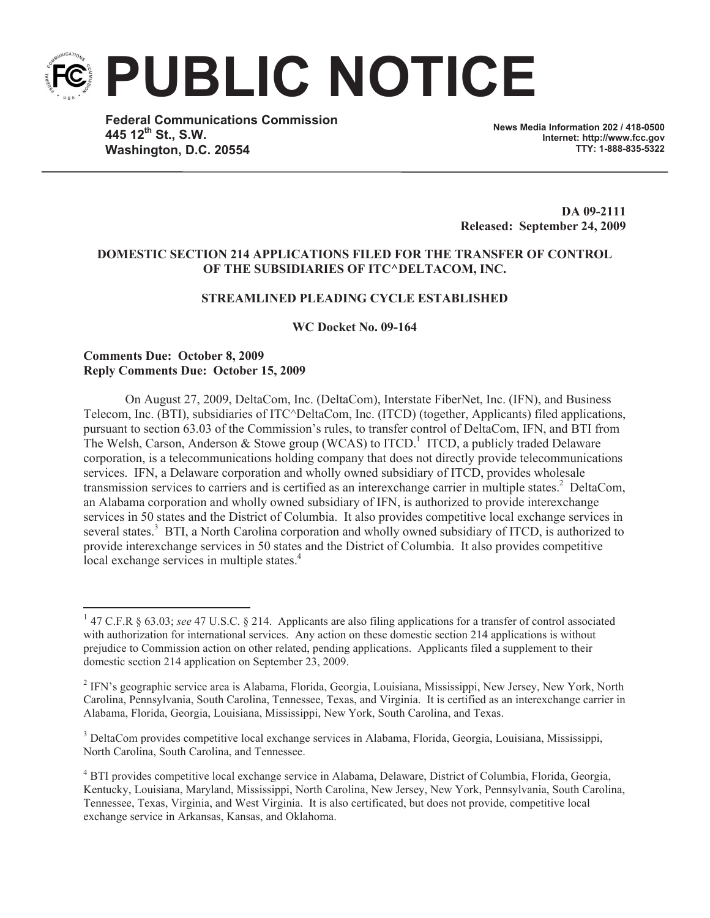# PUBLIC NOTICE

**Federal Communications Commission**
**445 12th St., S.W.**
**Washington, D.C. 20554**

**News Media Information 202 / 418-0500**
**Internet: http://www.fcc.gov**
**TTY: 1-888-835-5322**

**DA 09-2111**
**Released: September 24, 2009**

**DOMESTIC SECTION 214 APPLICATIONS FILED FOR THE TRANSFER OF CONTROL OF THE SUBSIDIARIES OF ITC^DELTACOM, INC.**

**STREAMLINED PLEADING CYCLE ESTABLISHED**

**WC Docket No. 09-164**

**Comments Due: October 8, 2009**
**Reply Comments Due: October 15, 2009**

On August 27, 2009, DeltaCom, Inc. (DeltaCom), Interstate FiberNet, Inc. (IFN), and Business Telecom, Inc. (BTI), subsidiaries of ITC^DeltaCom, Inc. (ITCD) (together, Applicants) filed applications, pursuant to section 63.03 of the Commission's rules, to transfer control of DeltaCom, IFN, and BTI from The Welsh, Carson, Anderson & Stowe group (WCAS) to ITCD.[1] ITCD, a publicly traded Delaware corporation, is a telecommunications holding company that does not directly provide telecommunications services. IFN, a Delaware corporation and wholly owned subsidiary of ITCD, provides wholesale transmission services to carriers and is certified as an interexchange carrier in multiple states.[2] DeltaCom, an Alabama corporation and wholly owned subsidiary of IFN, is authorized to provide interexchange services in 50 states and the District of Columbia. It also provides competitive local exchange services in several states.[3] BTI, a North Carolina corporation and wholly owned subsidiary of ITCD, is authorized to provide interexchange services in 50 states and the District of Columbia. It also provides competitive local exchange services in multiple states.[4]

---

[1] 47 C.F.R § 63.03; *see* 47 U.S.C. § 214. Applicants are also filing applications for a transfer of control associated with authorization for international services. Any action on these domestic section 214 applications is without prejudice to Commission action on other related, pending applications. Applicants filed a supplement to their domestic section 214 application on September 23, 2009.

[2] IFN's geographic service area is Alabama, Florida, Georgia, Louisiana, Mississippi, New Jersey, New York, North Carolina, Pennsylvania, South Carolina, Tennessee, Texas, and Virginia. It is certified as an interexchange carrier in Alabama, Florida, Georgia, Louisiana, Mississippi, New York, South Carolina, and Texas.

[3] DeltaCom provides competitive local exchange services in Alabama, Florida, Georgia, Louisiana, Mississippi, North Carolina, South Carolina, and Tennessee.

[4] BTI provides competitive local exchange service in Alabama, Delaware, District of Columbia, Florida, Georgia, Kentucky, Louisiana, Maryland, Mississippi, North Carolina, New Jersey, New York, Pennsylvania, South Carolina, Tennessee, Texas, Virginia, and West Virginia. It is also certificated, but does not provide, competitive local exchange service in Arkansas, Kansas, and Oklahoma.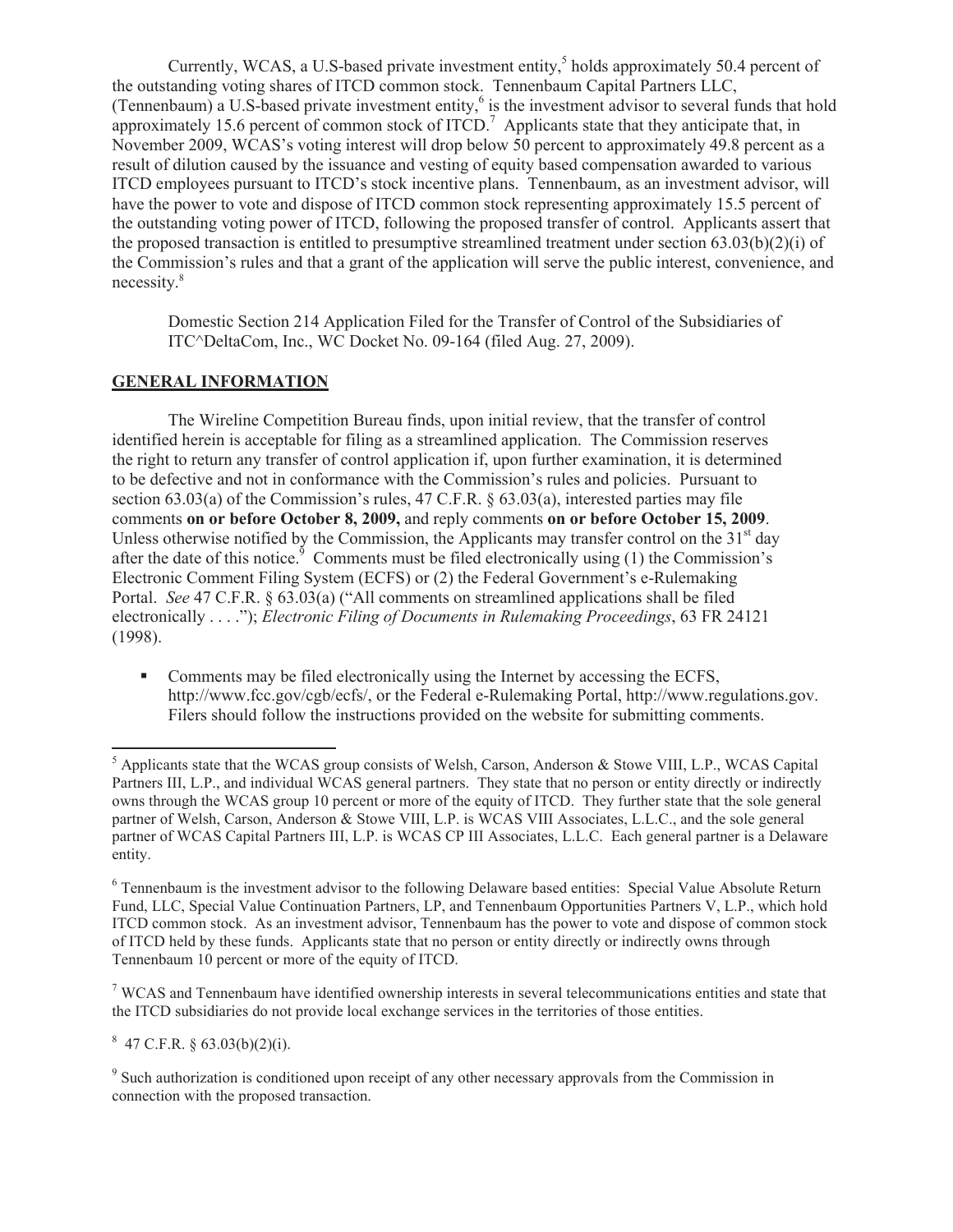Currently, WCAS, a U.S-based private investment entity,[5] holds approximately 50.4 percent of the outstanding voting shares of ITCD common stock. Tennenbaum Capital Partners LLC, (Tennenbaum) a U.S-based private investment entity,[6] is the investment advisor to several funds that hold approximately 15.6 percent of common stock of ITCD.[7] Applicants state that they anticipate that, in November 2009, WCAS's voting interest will drop below 50 percent to approximately 49.8 percent as a result of dilution caused by the issuance and vesting of equity based compensation awarded to various ITCD employees pursuant to ITCD's stock incentive plans. Tennenbaum, as an investment advisor, will have the power to vote and dispose of ITCD common stock representing approximately 15.5 percent of the outstanding voting power of ITCD, following the proposed transfer of control. Applicants assert that the proposed transaction is entitled to presumptive streamlined treatment under section 63.03(b)(2)(i) of the Commission's rules and that a grant of the application will serve the public interest, convenience, and necessity.[8]

Domestic Section 214 Application Filed for the Transfer of Control of the Subsidiaries of ITC^DeltaCom, Inc., WC Docket No. 09-164 (filed Aug. 27, 2009).

## GENERAL INFORMATION

The Wireline Competition Bureau finds, upon initial review, that the transfer of control identified herein is acceptable for filing as a streamlined application. The Commission reserves the right to return any transfer of control application if, upon further examination, it is determined to be defective and not in conformance with the Commission's rules and policies. Pursuant to section 63.03(a) of the Commission's rules, 47 C.F.R. § 63.03(a), interested parties may file comments **on or before October 8, 2009,** and reply comments **on or before October 15, 2009**. Unless otherwise notified by the Commission, the Applicants may transfer control on the 31st day after the date of this notice.[9] Comments must be filed electronically using (1) the Commission's Electronic Comment Filing System (ECFS) or (2) the Federal Government's e-Rulemaking Portal. *See* 47 C.F.R. § 63.03(a) ("All comments on streamlined applications shall be filed electronically . . . ."); *Electronic Filing of Documents in Rulemaking Proceedings*, 63 FR 24121 (1998).

- Comments may be filed electronically using the Internet by accessing the ECFS, http://www.fcc.gov/cgb/ecfs/, or the Federal e-Rulemaking Portal, http://www.regulations.gov. Filers should follow the instructions provided on the website for submitting comments.

---

[5] Applicants state that the WCAS group consists of Welsh, Carson, Anderson & Stowe VIII, L.P., WCAS Capital Partners III, L.P., and individual WCAS general partners. They state that no person or entity directly or indirectly owns through the WCAS group 10 percent or more of the equity of ITCD. They further state that the sole general partner of Welsh, Carson, Anderson & Stowe VIII, L.P. is WCAS VIII Associates, L.L.C., and the sole general partner of WCAS Capital Partners III, L.P. is WCAS CP III Associates, L.L.C. Each general partner is a Delaware entity.

[6] Tennenbaum is the investment advisor to the following Delaware based entities: Special Value Absolute Return Fund, LLC, Special Value Continuation Partners, LP, and Tennenbaum Opportunities Partners V, L.P., which hold ITCD common stock. As an investment advisor, Tennenbaum has the power to vote and dispose of common stock of ITCD held by these funds. Applicants state that no person or entity directly or indirectly owns through Tennenbaum 10 percent or more of the equity of ITCD.

[7] WCAS and Tennenbaum have identified ownership interests in several telecommunications entities and state that the ITCD subsidiaries do not provide local exchange services in the territories of those entities.

[8] 47 C.F.R. § 63.03(b)(2)(i).

[9] Such authorization is conditioned upon receipt of any other necessary approvals from the Commission in connection with the proposed transaction.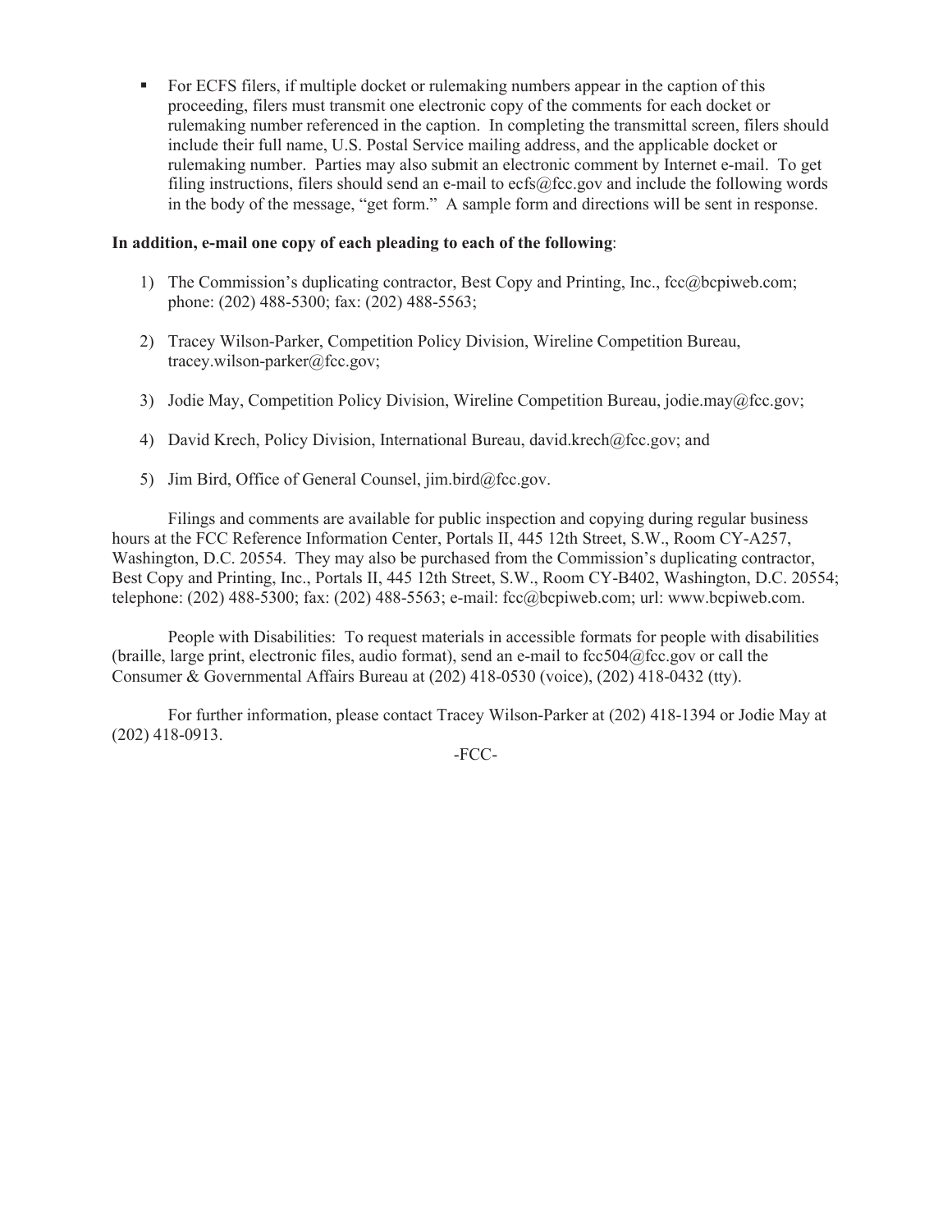- For ECFS filers, if multiple docket or rulemaking numbers appear in the caption of this proceeding, filers must transmit one electronic copy of the comments for each docket or rulemaking number referenced in the caption. In completing the transmittal screen, filers should include their full name, U.S. Postal Service mailing address, and the applicable docket or rulemaking number. Parties may also submit an electronic comment by Internet e-mail. To get filing instructions, filers should send an e-mail to ecfs@fcc.gov and include the following words in the body of the message, "get form." A sample form and directions will be sent in response.

**In addition, e-mail one copy of each pleading to each of the following**:

1) The Commission's duplicating contractor, Best Copy and Printing, Inc., fcc@bcpiweb.com; phone: (202) 488-5300; fax: (202) 488-5563;

2) Tracey Wilson-Parker, Competition Policy Division, Wireline Competition Bureau, tracey.wilson-parker@fcc.gov;

3) Jodie May, Competition Policy Division, Wireline Competition Bureau, jodie.may@fcc.gov;

4) David Krech, Policy Division, International Bureau, david.krech@fcc.gov; and

5) Jim Bird, Office of General Counsel, jim.bird@fcc.gov.

Filings and comments are available for public inspection and copying during regular business hours at the FCC Reference Information Center, Portals II, 445 12th Street, S.W., Room CY-A257, Washington, D.C. 20554. They may also be purchased from the Commission's duplicating contractor, Best Copy and Printing, Inc., Portals II, 445 12th Street, S.W., Room CY-B402, Washington, D.C. 20554; telephone: (202) 488-5300; fax: (202) 488-5563; e-mail: fcc@bcpiweb.com; url: www.bcpiweb.com.

People with Disabilities: To request materials in accessible formats for people with disabilities (braille, large print, electronic files, audio format), send an e-mail to fcc504@fcc.gov or call the Consumer & Governmental Affairs Bureau at (202) 418-0530 (voice), (202) 418-0432 (tty).

For further information, please contact Tracey Wilson-Parker at (202) 418-1394 or Jodie May at (202) 418-0913.

-FCC-